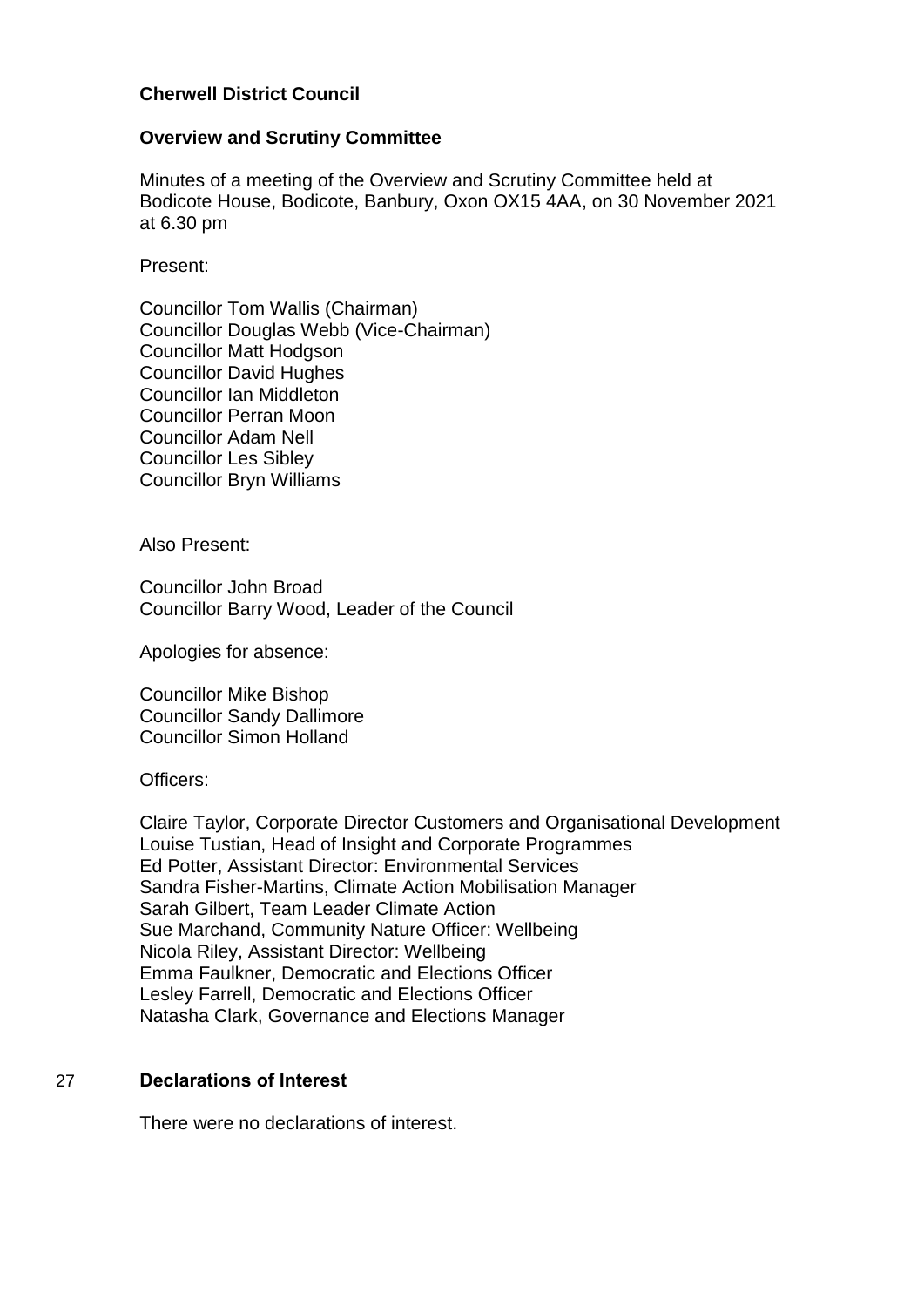# Cherwell District Council

## Overview and Scrutiny Committee

Minutes of a meeting of the Overview and Scrutiny Committee held at Bodicote House, Bodicote, Banbury, Oxon OX15 4AA, on 30 November 2021 at 6.30 pm

Present:

Councillor Tom Wallis (Chairman)
Councillor Douglas Webb (Vice-Chairman)
Councillor Matt Hodgson
Councillor David Hughes
Councillor Ian Middleton
Councillor Perran Moon
Councillor Adam Nell
Councillor Les Sibley
Councillor Bryn Williams

Also Present:

Councillor John Broad
Councillor Barry Wood, Leader of the Council

Apologies for absence:

Councillor Mike Bishop
Councillor Sandy Dallimore
Councillor Simon Holland

Officers:

Claire Taylor, Corporate Director Customers and Organisational Development
Louise Tustian, Head of Insight and Corporate Programmes
Ed Potter, Assistant Director: Environmental Services
Sandra Fisher-Martins, Climate Action Mobilisation Manager
Sarah Gilbert, Team Leader Climate Action
Sue Marchand, Community Nature Officer: Wellbeing
Nicola Riley, Assistant Director: Wellbeing
Emma Faulkner, Democratic and Elections Officer
Lesley Farrell, Democratic and Elections Officer
Natasha Clark, Governance and Elections Manager

### 27 Declarations of Interest

There were no declarations of interest.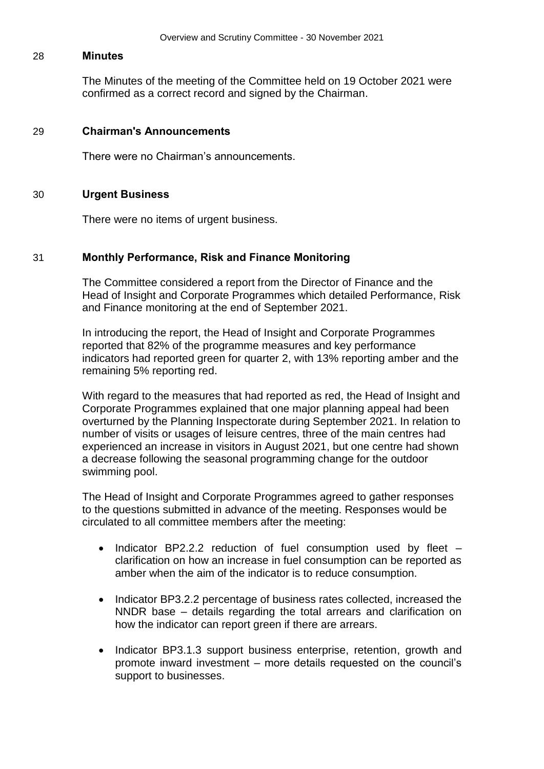## 28 Minutes

The Minutes of the meeting of the Committee held on 19 October 2021 were confirmed as a correct record and signed by the Chairman.

## 29 Chairman's Announcements

There were no Chairman's announcements.

## 30 Urgent Business

There were no items of urgent business.

## 31 Monthly Performance, Risk and Finance Monitoring

The Committee considered a report from the Director of Finance and the Head of Insight and Corporate Programmes which detailed Performance, Risk and Finance monitoring at the end of September 2021.

In introducing the report, the Head of Insight and Corporate Programmes reported that 82% of the programme measures and key performance indicators had reported green for quarter 2, with 13% reporting amber and the remaining 5% reporting red.

With regard to the measures that had reported as red, the Head of Insight and Corporate Programmes explained that one major planning appeal had been overturned by the Planning Inspectorate during September 2021. In relation to number of visits or usages of leisure centres, three of the main centres had experienced an increase in visitors in August 2021, but one centre had shown a decrease following the seasonal programming change for the outdoor swimming pool.

The Head of Insight and Corporate Programmes agreed to gather responses to the questions submitted in advance of the meeting. Responses would be circulated to all committee members after the meeting:

- Indicator BP2.2.2 reduction of fuel consumption used by fleet – clarification on how an increase in fuel consumption can be reported as amber when the aim of the indicator is to reduce consumption.
- Indicator BP3.2.2 percentage of business rates collected, increased the NNDR base – details regarding the total arrears and clarification on how the indicator can report green if there are arrears.
- Indicator BP3.1.3 support business enterprise, retention, growth and promote inward investment – more details requested on the council's support to businesses.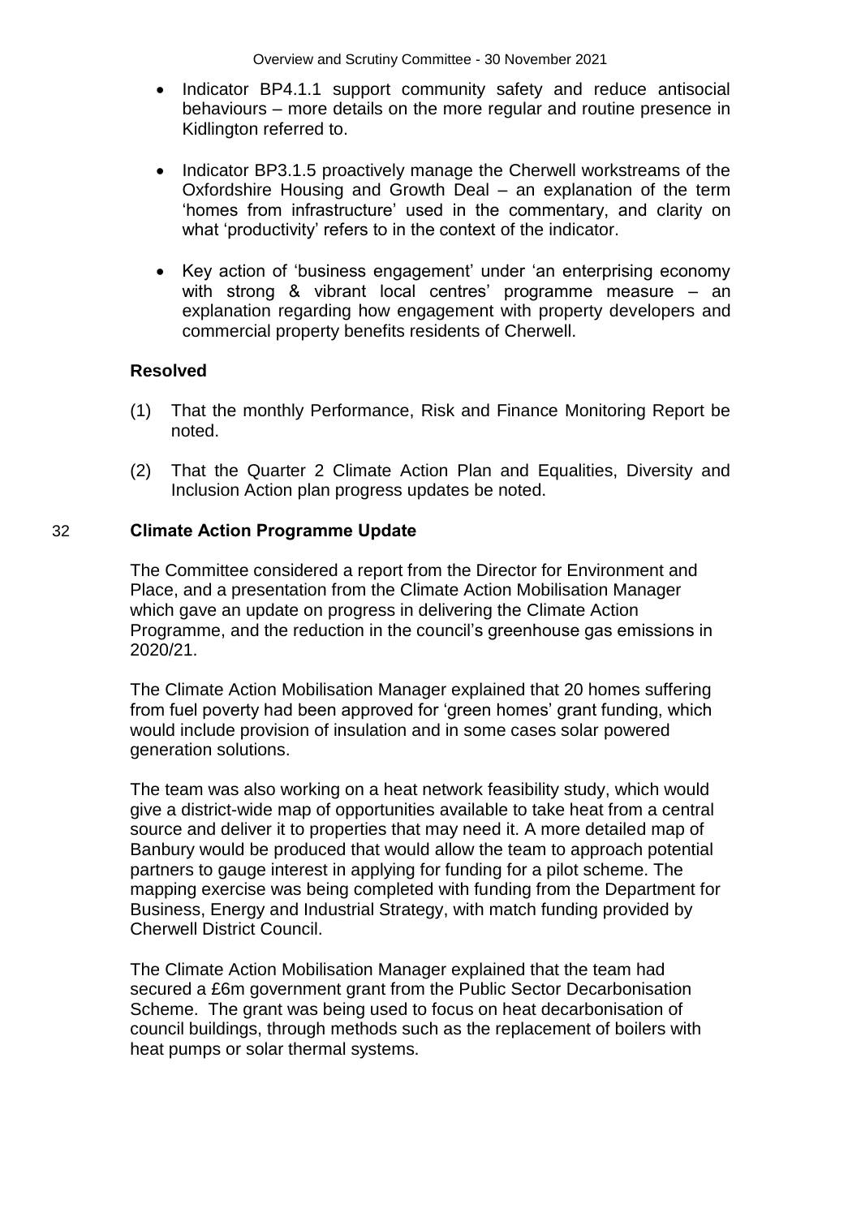- Indicator BP4.1.1 support community safety and reduce antisocial behaviours – more details on the more regular and routine presence in Kidlington referred to.

- Indicator BP3.1.5 proactively manage the Cherwell workstreams of the Oxfordshire Housing and Growth Deal – an explanation of the term 'homes from infrastructure' used in the commentary, and clarity on what 'productivity' refers to in the context of the indicator.

- Key action of 'business engagement' under 'an enterprising economy with strong & vibrant local centres' programme measure – an explanation regarding how engagement with property developers and commercial property benefits residents of Cherwell.

**Resolved**

(1) That the monthly Performance, Risk and Finance Monitoring Report be noted.

(2) That the Quarter 2 Climate Action Plan and Equalities, Diversity and Inclusion Action plan progress updates be noted.

## 32 Climate Action Programme Update

The Committee considered a report from the Director for Environment and Place, and a presentation from the Climate Action Mobilisation Manager which gave an update on progress in delivering the Climate Action Programme, and the reduction in the council's greenhouse gas emissions in 2020/21.

The Climate Action Mobilisation Manager explained that 20 homes suffering from fuel poverty had been approved for 'green homes' grant funding, which would include provision of insulation and in some cases solar powered generation solutions.

The team was also working on a heat network feasibility study, which would give a district-wide map of opportunities available to take heat from a central source and deliver it to properties that may need it. A more detailed map of Banbury would be produced that would allow the team to approach potential partners to gauge interest in applying for funding for a pilot scheme. The mapping exercise was being completed with funding from the Department for Business, Energy and Industrial Strategy, with match funding provided by Cherwell District Council.

The Climate Action Mobilisation Manager explained that the team had secured a £6m government grant from the Public Sector Decarbonisation Scheme. The grant was being used to focus on heat decarbonisation of council buildings, through methods such as the replacement of boilers with heat pumps or solar thermal systems.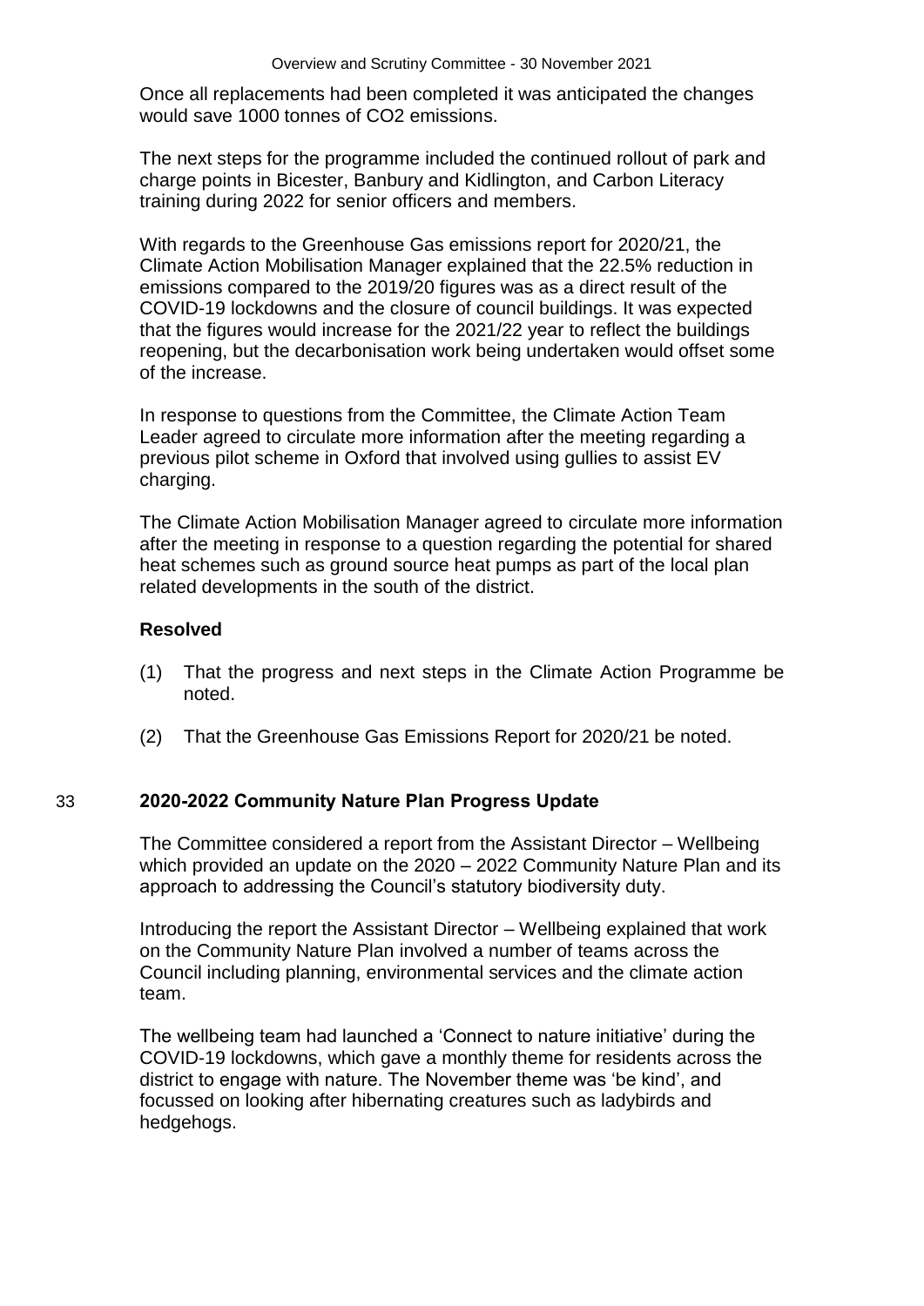Once all replacements had been completed it was anticipated the changes would save 1000 tonnes of $CO_2$ emissions.

The next steps for the programme included the continued rollout of park and charge points in Bicester, Banbury and Kidlington, and Carbon Literacy training during 2022 for senior officers and members.

With regards to the Greenhouse Gas emissions report for 2020/21, the Climate Action Mobilisation Manager explained that the 22.5% reduction in emissions compared to the 2019/20 figures was as a direct result of the COVID-19 lockdowns and the closure of council buildings. It was expected that the figures would increase for the 2021/22 year to reflect the buildings reopening, but the decarbonisation work being undertaken would offset some of the increase.

In response to questions from the Committee, the Climate Action Team Leader agreed to circulate more information after the meeting regarding a previous pilot scheme in Oxford that involved using gullies to assist EV charging.

The Climate Action Mobilisation Manager agreed to circulate more information after the meeting in response to a question regarding the potential for shared heat schemes such as ground source heat pumps as part of the local plan related developments in the south of the district.

**Resolved**

(1) That the progress and next steps in the Climate Action Programme be noted.

(2) That the Greenhouse Gas Emissions Report for 2020/21 be noted.

## 33 2020-2022 Community Nature Plan Progress Update

The Committee considered a report from the Assistant Director – Wellbeing which provided an update on the 2020 – 2022 Community Nature Plan and its approach to addressing the Council's statutory biodiversity duty.

Introducing the report the Assistant Director – Wellbeing explained that work on the Community Nature Plan involved a number of teams across the Council including planning, environmental services and the climate action team.

The wellbeing team had launched a 'Connect to nature initiative' during the COVID-19 lockdowns, which gave a monthly theme for residents across the district to engage with nature. The November theme was 'be kind', and focussed on looking after hibernating creatures such as ladybirds and hedgehogs.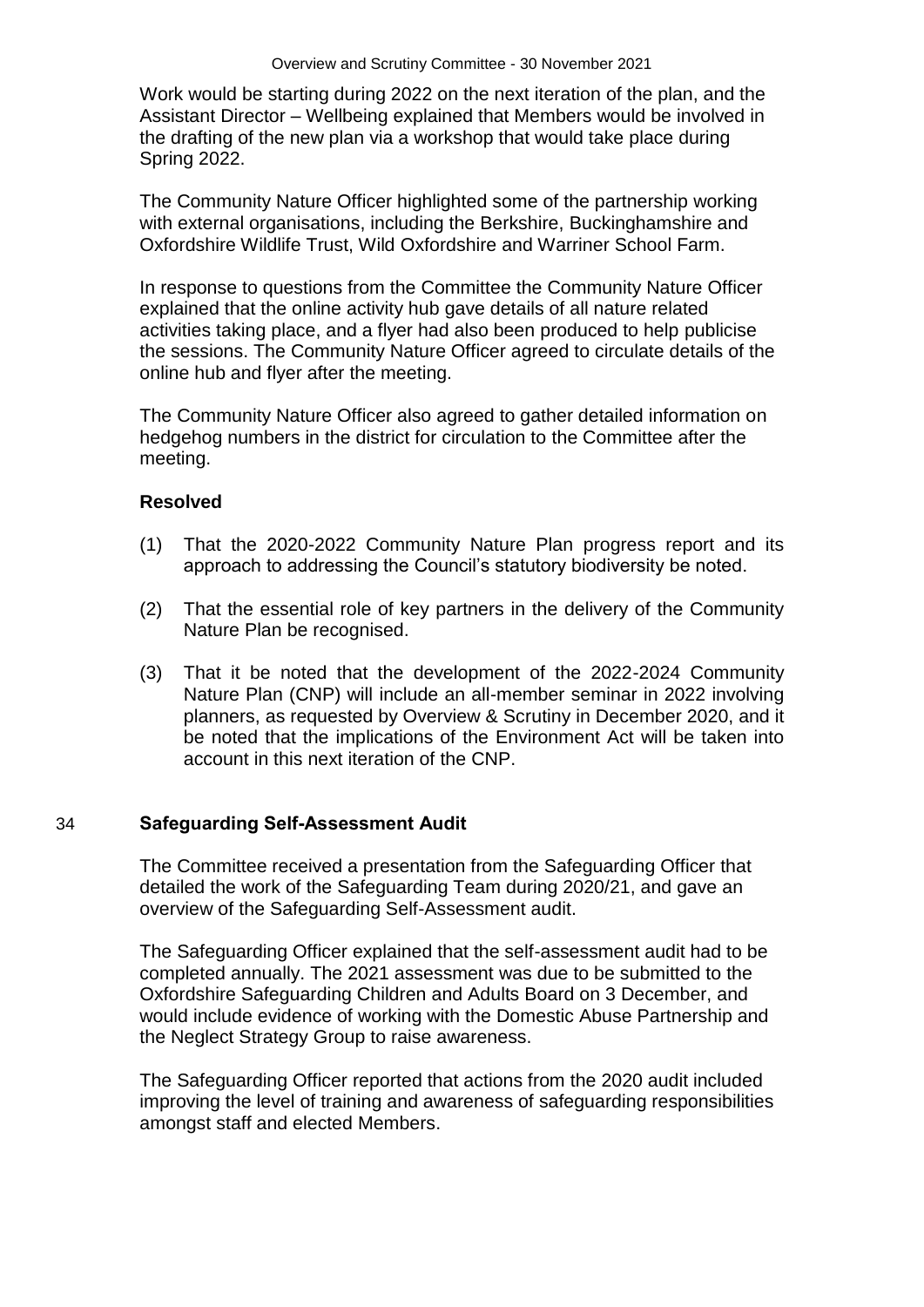Work would be starting during 2022 on the next iteration of the plan, and the Assistant Director – Wellbeing explained that Members would be involved in the drafting of the new plan via a workshop that would take place during Spring 2022.

The Community Nature Officer highlighted some of the partnership working with external organisations, including the Berkshire, Buckinghamshire and Oxfordshire Wildlife Trust, Wild Oxfordshire and Warriner School Farm.

In response to questions from the Committee the Community Nature Officer explained that the online activity hub gave details of all nature related activities taking place, and a flyer had also been produced to help publicise the sessions. The Community Nature Officer agreed to circulate details of the online hub and flyer after the meeting.

The Community Nature Officer also agreed to gather detailed information on hedgehog numbers in the district for circulation to the Committee after the meeting.

**Resolved**

(1) That the 2020-2022 Community Nature Plan progress report and its approach to addressing the Council's statutory biodiversity be noted.

(2) That the essential role of key partners in the delivery of the Community Nature Plan be recognised.

(3) That it be noted that the development of the 2022-2024 Community Nature Plan (CNP) will include an all-member seminar in 2022 involving planners, as requested by Overview & Scrutiny in December 2020, and it be noted that the implications of the Environment Act will be taken into account in this next iteration of the CNP.

## 34 Safeguarding Self-Assessment Audit

The Committee received a presentation from the Safeguarding Officer that detailed the work of the Safeguarding Team during 2020/21, and gave an overview of the Safeguarding Self-Assessment audit.

The Safeguarding Officer explained that the self-assessment audit had to be completed annually. The 2021 assessment was due to be submitted to the Oxfordshire Safeguarding Children and Adults Board on 3 December, and would include evidence of working with the Domestic Abuse Partnership and the Neglect Strategy Group to raise awareness.

The Safeguarding Officer reported that actions from the 2020 audit included improving the level of training and awareness of safeguarding responsibilities amongst staff and elected Members.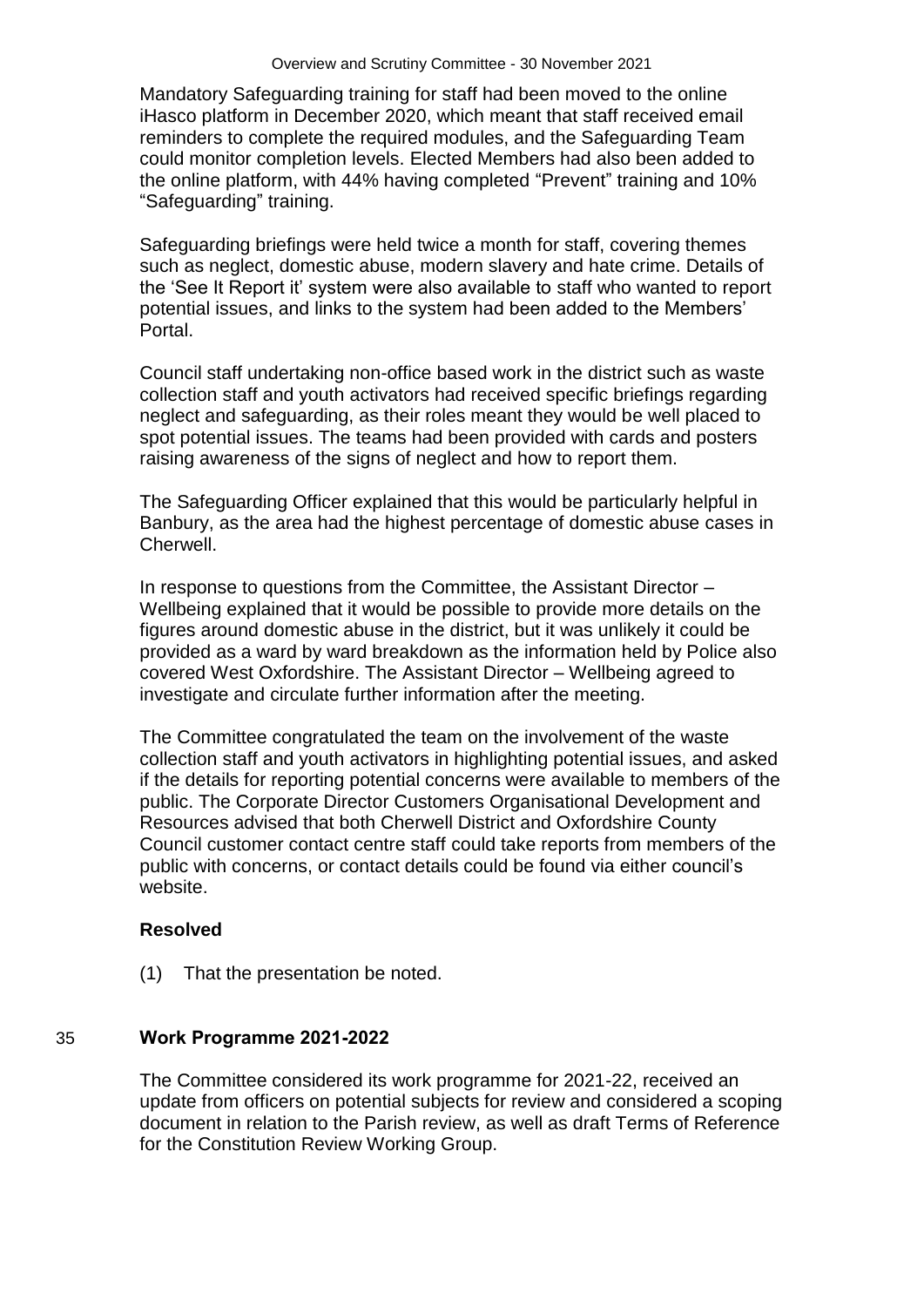Mandatory Safeguarding training for staff had been moved to the online iHasco platform in December 2020, which meant that staff received email reminders to complete the required modules, and the Safeguarding Team could monitor completion levels. Elected Members had also been added to the online platform, with 44% having completed "Prevent" training and 10% "Safeguarding" training.

Safeguarding briefings were held twice a month for staff, covering themes such as neglect, domestic abuse, modern slavery and hate crime. Details of the 'See It Report it' system were also available to staff who wanted to report potential issues, and links to the system had been added to the Members' Portal.

Council staff undertaking non-office based work in the district such as waste collection staff and youth activators had received specific briefings regarding neglect and safeguarding, as their roles meant they would be well placed to spot potential issues. The teams had been provided with cards and posters raising awareness of the signs of neglect and how to report them.

The Safeguarding Officer explained that this would be particularly helpful in Banbury, as the area had the highest percentage of domestic abuse cases in Cherwell.

In response to questions from the Committee, the Assistant Director – Wellbeing explained that it would be possible to provide more details on the figures around domestic abuse in the district, but it was unlikely it could be provided as a ward by ward breakdown as the information held by Police also covered West Oxfordshire. The Assistant Director – Wellbeing agreed to investigate and circulate further information after the meeting.

The Committee congratulated the team on the involvement of the waste collection staff and youth activators in highlighting potential issues, and asked if the details for reporting potential concerns were available to members of the public. The Corporate Director Customers Organisational Development and Resources advised that both Cherwell District and Oxfordshire County Council customer contact centre staff could take reports from members of the public with concerns, or contact details could be found via either council's website.

**Resolved**

(1) That the presentation be noted.

## 35 Work Programme 2021-2022

The Committee considered its work programme for 2021-22, received an update from officers on potential subjects for review and considered a scoping document in relation to the Parish review, as well as draft Terms of Reference for the Constitution Review Working Group.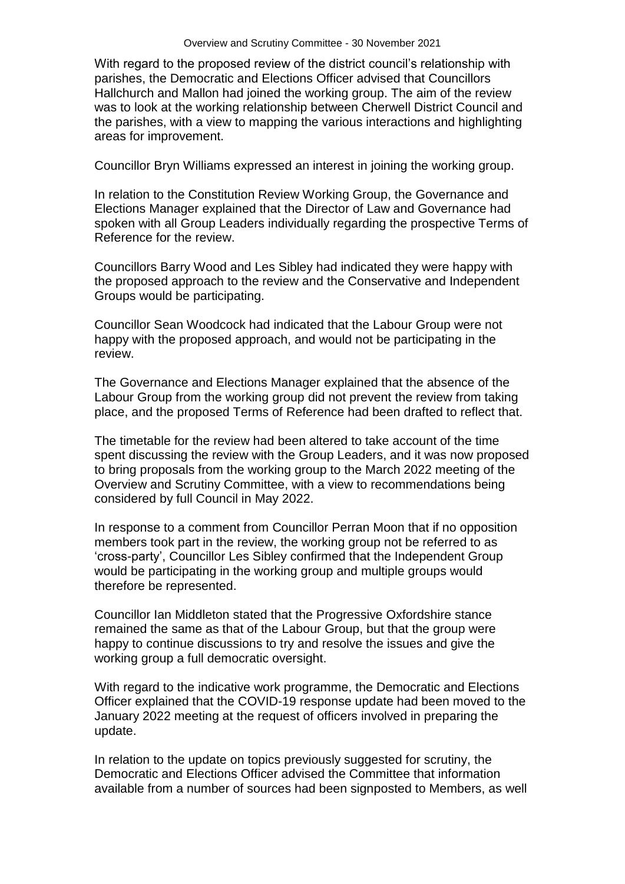With regard to the proposed review of the district council's relationship with parishes, the Democratic and Elections Officer advised that Councillors Hallchurch and Mallon had joined the working group. The aim of the review was to look at the working relationship between Cherwell District Council and the parishes, with a view to mapping the various interactions and highlighting areas for improvement.

Councillor Bryn Williams expressed an interest in joining the working group.

In relation to the Constitution Review Working Group, the Governance and Elections Manager explained that the Director of Law and Governance had spoken with all Group Leaders individually regarding the prospective Terms of Reference for the review.

Councillors Barry Wood and Les Sibley had indicated they were happy with the proposed approach to the review and the Conservative and Independent Groups would be participating.

Councillor Sean Woodcock had indicated that the Labour Group were not happy with the proposed approach, and would not be participating in the review.

The Governance and Elections Manager explained that the absence of the Labour Group from the working group did not prevent the review from taking place, and the proposed Terms of Reference had been drafted to reflect that.

The timetable for the review had been altered to take account of the time spent discussing the review with the Group Leaders, and it was now proposed to bring proposals from the working group to the March 2022 meeting of the Overview and Scrutiny Committee, with a view to recommendations being considered by full Council in May 2022.

In response to a comment from Councillor Perran Moon that if no opposition members took part in the review, the working group not be referred to as 'cross-party', Councillor Les Sibley confirmed that the Independent Group would be participating in the working group and multiple groups would therefore be represented.

Councillor Ian Middleton stated that the Progressive Oxfordshire stance remained the same as that of the Labour Group, but that the group were happy to continue discussions to try and resolve the issues and give the working group a full democratic oversight.

With regard to the indicative work programme, the Democratic and Elections Officer explained that the COVID-19 response update had been moved to the January 2022 meeting at the request of officers involved in preparing the update.

In relation to the update on topics previously suggested for scrutiny, the Democratic and Elections Officer advised the Committee that information available from a number of sources had been signposted to Members, as well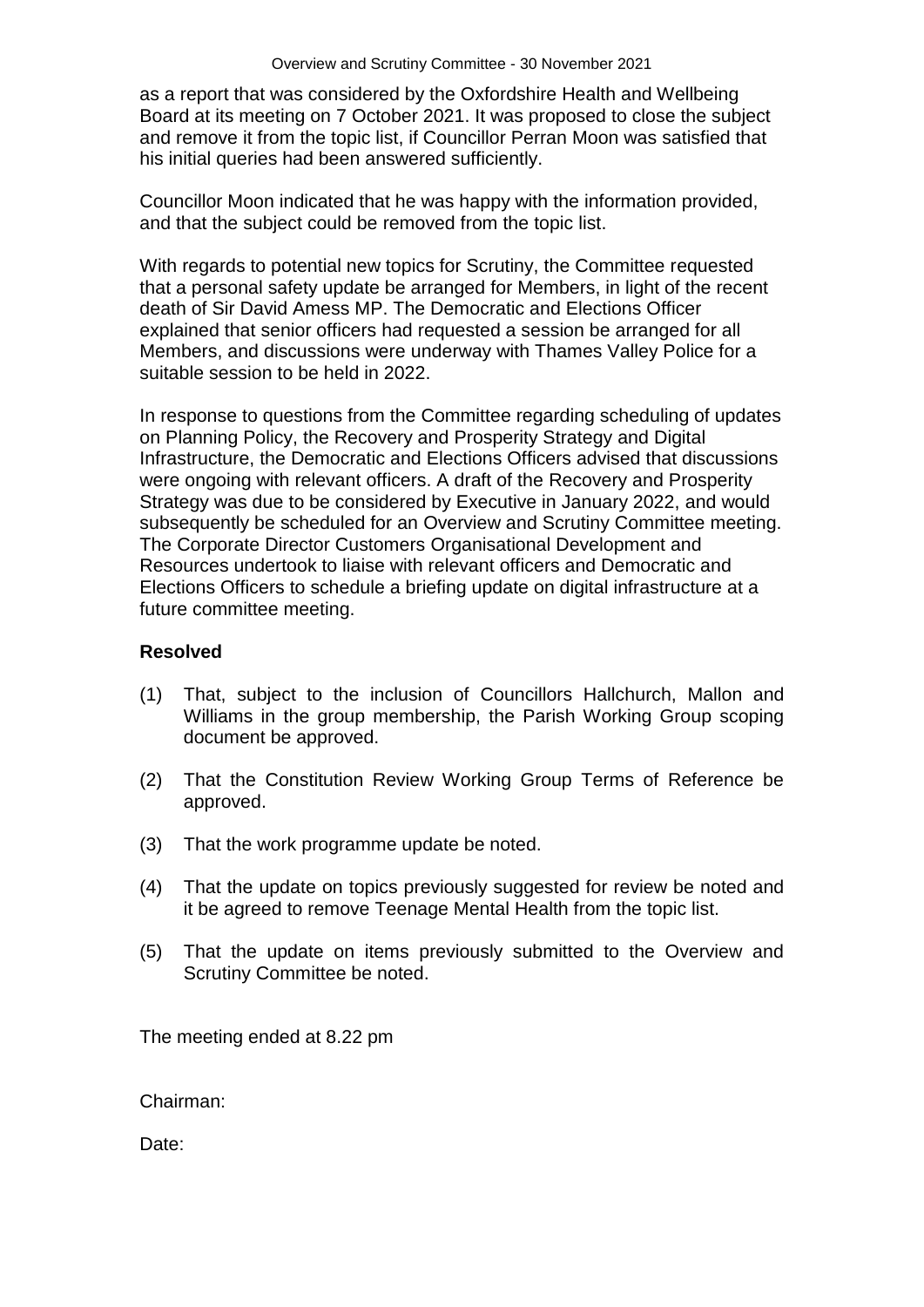as a report that was considered by the Oxfordshire Health and Wellbeing Board at its meeting on 7 October 2021. It was proposed to close the subject and remove it from the topic list, if Councillor Perran Moon was satisfied that his initial queries had been answered sufficiently.

Councillor Moon indicated that he was happy with the information provided, and that the subject could be removed from the topic list.

With regards to potential new topics for Scrutiny, the Committee requested that a personal safety update be arranged for Members, in light of the recent death of Sir David Amess MP. The Democratic and Elections Officer explained that senior officers had requested a session be arranged for all Members, and discussions were underway with Thames Valley Police for a suitable session to be held in 2022.

In response to questions from the Committee regarding scheduling of updates on Planning Policy, the Recovery and Prosperity Strategy and Digital Infrastructure, the Democratic and Elections Officers advised that discussions were ongoing with relevant officers. A draft of the Recovery and Prosperity Strategy was due to be considered by Executive in January 2022, and would subsequently be scheduled for an Overview and Scrutiny Committee meeting. The Corporate Director Customers Organisational Development and Resources undertook to liaise with relevant officers and Democratic and Elections Officers to schedule a briefing update on digital infrastructure at a future committee meeting.

**Resolved**

(1) That, subject to the inclusion of Councillors Hallchurch, Mallon and Williams in the group membership, the Parish Working Group scoping document be approved.

(2) That the Constitution Review Working Group Terms of Reference be approved.

(3) That the work programme update be noted.

(4) That the update on topics previously suggested for review be noted and it be agreed to remove Teenage Mental Health from the topic list.

(5) That the update on items previously submitted to the Overview and Scrutiny Committee be noted.

The meeting ended at 8.22 pm

Chairman:

Date: